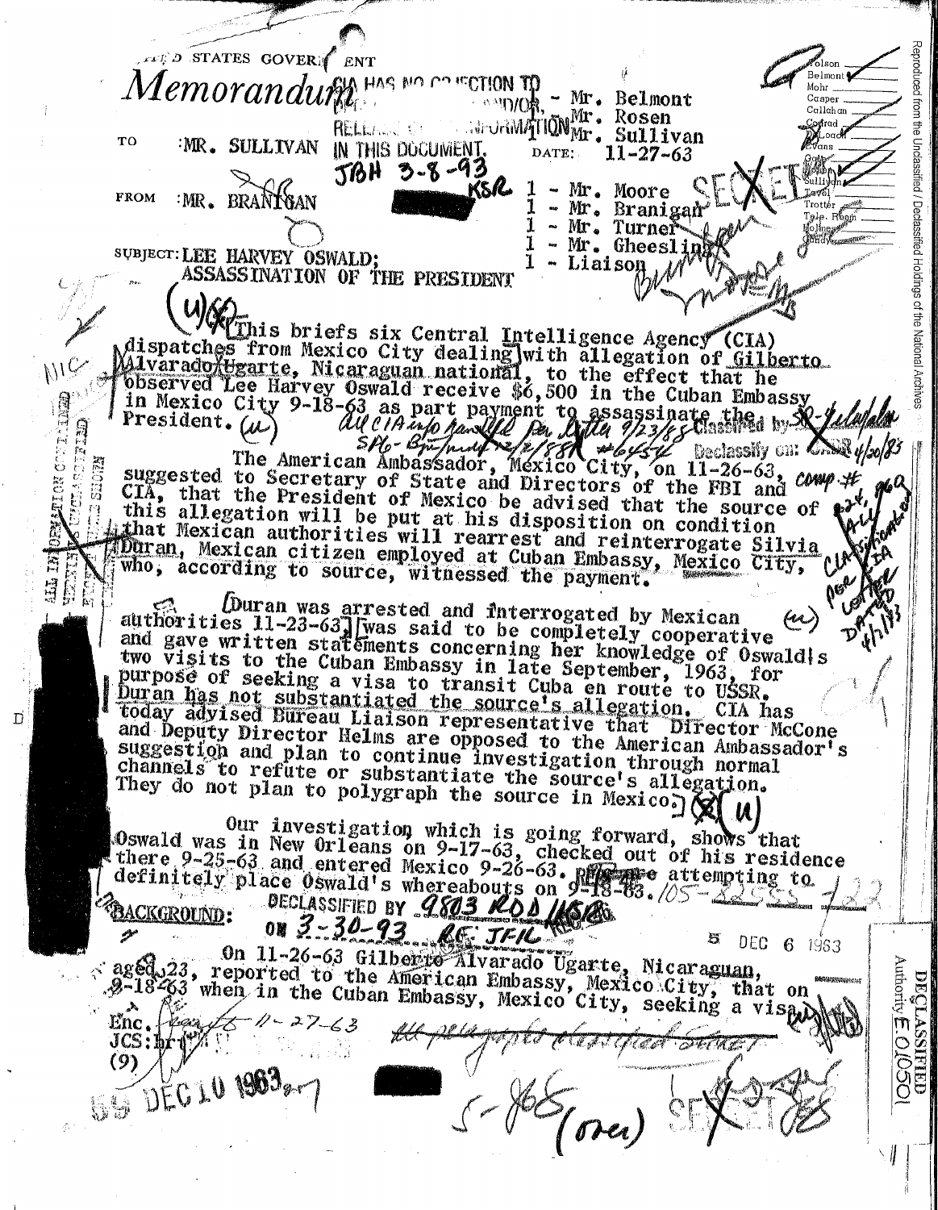UNITED STATES GOVERNMENT

# Memorandum

CIA HAS NO OBJECTION TO DECLASSIFICATION AND/OR RELEASE OF CIA INFORMATION IN THIS DOCUMENT. JBH 3-8-93

TO : MR. SULLIVAN

FROM : MR. BRANIGAN

DATE: 11-27-63

1 - Mr. Belmont
1 - Mr. Rosen
1 - Mr. Sullivan
1 - Mr. Moore
1 - Mr. Branigan
1 - Mr. Turner
1 - Mr. Gheesling
1 - Liaison

SECRET

SUBJECT: LEE HARVEY OSWALD; ASSASSINATION OF THE PRESIDENT

(U)(S) This briefs six Central Intelligence Agency (CIA) dispatches from Mexico City dealing with allegation of Gilberto Alvarado Ugarte, Nicaraguan national, to the effect that he observed Lee Harvey Oswald receive $6,500 in the Cuban Embassy in Mexico City 9-18-63 as part payment to assassinate the President. (U)

The American Ambassador, Mexico City, on 11-26-63, suggested to Secretary of State and Directors of the FBI and CIA, that the President of Mexico be advised that the source of this allegation will be put at his disposition on condition that Mexican authorities will rearrest and reinterrogate Silvia Duran, Mexican citizen employed at Cuban Embassy, Mexico City, who, according to source, witnessed the payment.

[Duran was arrested and interrogated by Mexican authorities 11-23-63] [was said to be completely cooperative and gave written statements concerning her knowledge of Oswald's two visits to the Cuban Embassy in late September, 1963, for purpose of seeking a visa to transit Cuba en route to USSR. Duran has not substantiated the source's allegation. CIA has today advised Bureau Liaison representative that Director McCone and Deputy Director Helms are opposed to the American Ambassador's suggestion and plan to continue investigation through normal channels to refute or substantiate the source's allegation. They do not plan to polygraph the source in Mexico.] (S)(U)

Our investigation which is going forward, shows that Oswald was in New Orleans on 9-17-63, checked out of his residence there 9-25-63 and entered Mexico 9-26-63. We are attempting to definitely place Oswald's whereabouts on 9-18-63.

BACKGROUND:

DECLASSIFIED BY 9803 RDD/KSR ON 3-30-93 RE: JFK

On 11-26-63 Gilberto Alvarado Ugarte, Nicaraguan, aged 23, reported to the American Embassy, Mexico City, that on 9-18-63 when in the Cuban Embassy, Mexico City, seeking a visa

Enc.
JCS:hr
(9)

SECRET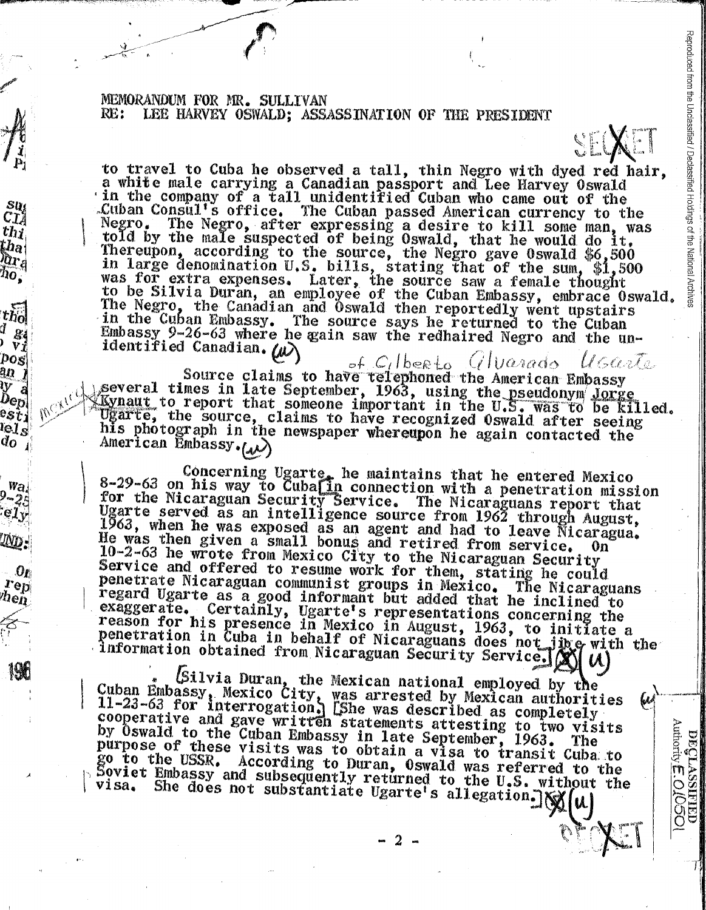MEMORANDUM FOR MR. SULLIVAN
RE: LEE HARVEY OSWALD; ASSASSINATION OF THE PRESIDENT

SECRET

to travel to Cuba he observed a tall, thin Negro with dyed red hair, a white male carrying a Canadian passport and Lee Harvey Oswald in the company of a tall unidentified Cuban who came out of the Cuban Consul's office. The Cuban passed American currency to the Negro. The Negro, after expressing a desire to kill some man, was told by the male suspected of being Oswald, that he would do it. Thereupon, according to the source, the Negro gave Oswald $6,500 in large denomination U.S. bills, stating that of the sum, $1,500 was for extra expenses. Later, the source saw a female thought to be Silvia Duran, an employee of the Cuban Embassy, embrace Oswald. The Negro, the Canadian and Oswald then reportedly went upstairs in the Cuban Embassy. The source says he returned to the Cuban Embassy 9-26-63 where he again saw the redhaired Negro and the unidentified Canadian. (U)

Source claims to have telephoned the American Embassy several times in late September, 1963, using the pseudonym Jorge Kynaut to report that someone important in the U.S. was to be killed. Ugarte, the source, claims to have recognized Oswald after seeing his photograph in the newspaper whereupon he again contacted the American Embassy. (U)

Concerning Ugarte, he maintains that he entered Mexico 8-29-63 on his way to Cuba [in connection with a penetration mission for the Nicaraguan Security Service. The Nicaraguans report that Ugarte served as an intelligence source from 1962 through August, 1963, when he was exposed as an agent and had to leave Nicaragua. He was then given a small bonus and retired from service. On 10-2-63 he wrote from Mexico City to the Nicaraguan Security Service and offered to resume work for them, stating he could penetrate Nicaraguan communist groups in Mexico. The Nicaraguans regard Ugarte as a good informant but added that he inclined to exaggerate. Certainly, Ugarte's representations concerning the reason for his presence in Mexico in August, 1963, to initiate a penetration in Cuba in behalf of Nicaraguans does not jibe with the information obtained from Nicaraguan Security Service.] (U)

[Silvia Duran, the Mexican national employed by the Cuban Embassy, Mexico City, was arrested by Mexican authorities 11-23-63 for interrogation.] [She was described as completely cooperative and gave written statements attesting to two visits by Oswald to the Cuban Embassy in late September, 1963. The purpose of these visits was to obtain a visa to transit Cuba to go to the USSR. According to Duran, Oswald was referred to the Soviet Embassy and subsequently returned to the U.S. without the visa. She does not substantiate Ugarte's allegation.] (U)

SECRET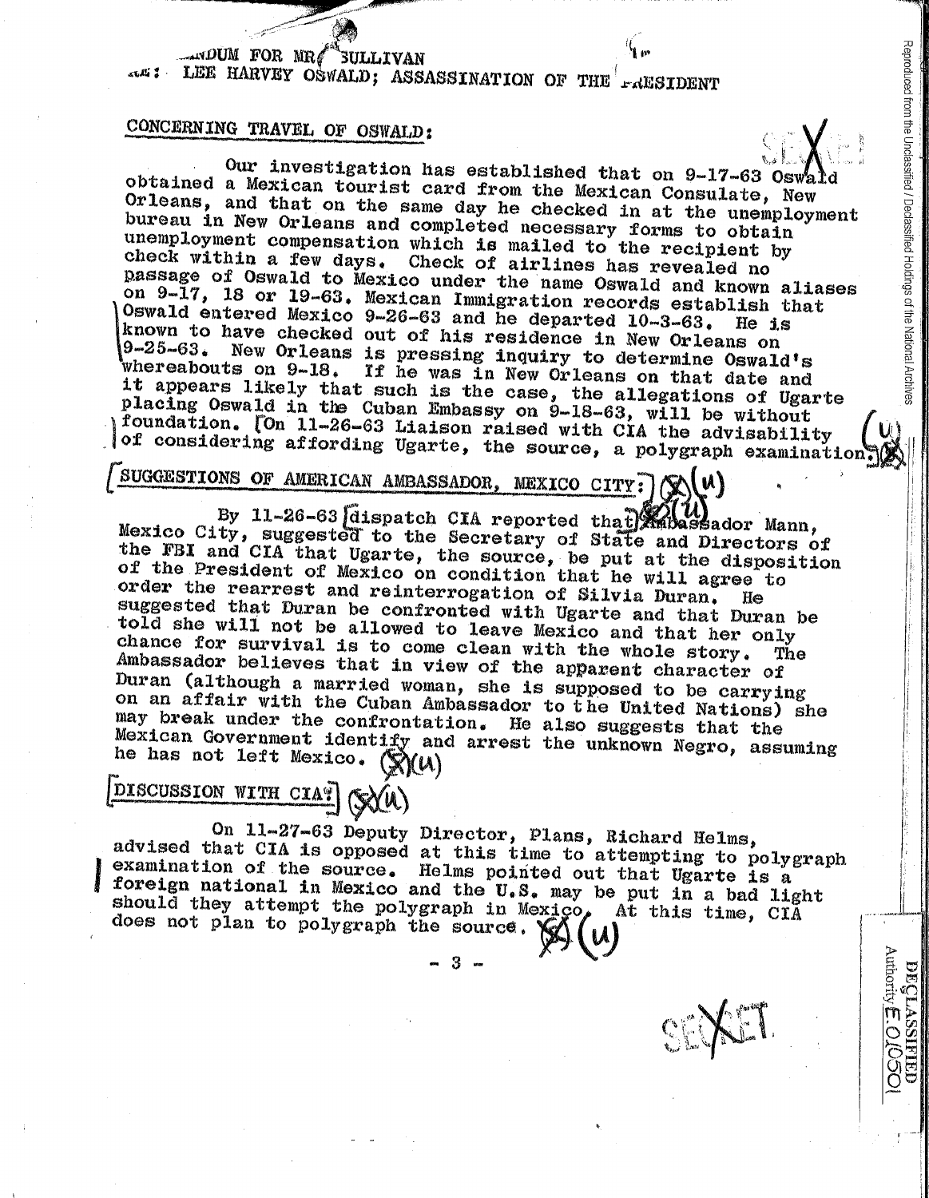MEMORANDUM FOR MR. SULLIVAN
RE: LEE HARVEY OSWALD; ASSASSINATION OF THE PRESIDENT

SECRET

CONCERNING TRAVEL OF OSWALD:

Our investigation has established that on 9-17-63 Oswald obtained a Mexican tourist card from the Mexican Consulate, New Orleans, and that on the same day he checked in at the unemployment bureau in New Orleans and completed necessary forms to obtain unemployment compensation which is mailed to the recipient by check within a few days. Check of airlines has revealed no passage of Oswald to Mexico under the name Oswald and known aliases on 9-17, 18 or 19-63. Mexican Immigration records establish that Oswald entered Mexico 9-26-63 and he departed 10-3-63. He is known to have checked out of his residence in New Orleans on 9-25-63. New Orleans is pressing inquiry to determine Oswald's whereabouts on 9-18. If he was in New Orleans on that date and it appears likely that such is the case, the allegations of Ugarte placing Oswald in the Cuban Embassy on 9-18-63, will be without foundation. [On 11-26-63 Liaison raised with CIA the advisability of considering affording Ugarte, the source, a polygraph examination.] (S) (U)

[SUGGESTIONS OF AMERICAN AMBASSADOR, MEXICO CITY:] (S) (U)

By 11-26-63 [dispatch CIA reported that] (S) (U) Ambassador Mann, Mexico City, suggested to the Secretary of State and Directors of the FBI and CIA that Ugarte, the source, be put at the disposition of the President of Mexico on condition that he will agree to order the rearrest and reinterrogation of Silvia Duran. He suggested that Duran be confronted with Ugarte and that Duran be told she will not be allowed to leave Mexico and that her only chance for survival is to come clean with the whole story. The Ambassador believes that in view of the apparent character of Duran (although a married woman, she is supposed to be carrying on an affair with the Cuban Ambassador to the United Nations) she may break under the confrontation. He also suggests that the Mexican Government identify and arrest the unknown Negro, assuming he has not left Mexico. (S) (U)

[DISCUSSION WITH CIA:] (S) (U)

On 11-27-63 Deputy Director, Plans, Richard Helms, advised that CIA is opposed at this time to attempting to polygraph examination of the source. Helms pointed out that Ugarte is a foreign national in Mexico and the U.S. may be put in a bad light should they attempt the polygraph in Mexico. At this time, CIA does not plan to polygraph the source. (S) (U)

SECRET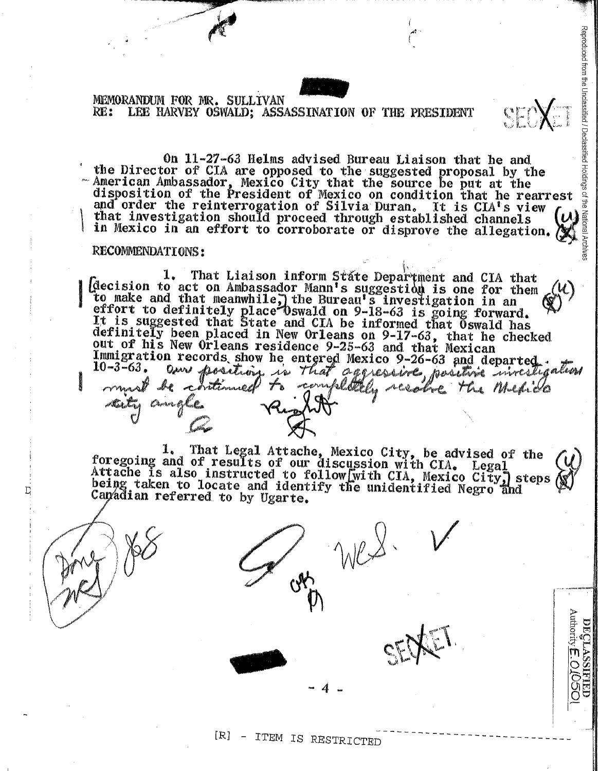MEMORANDUM FOR MR. SULLIVAN
RE: LEE HARVEY OSWALD; ASSASSINATION OF THE PRESIDENT

SECRET

On 11-27-63 Helms advised Bureau Liaison that he and the Director of CIA are opposed to the suggested proposal by the American Ambassador, Mexico City that the source be put at the disposition of the President of Mexico on condition that he rearrest and order the reinterrogation of Silvia Duran. It is CIA's view that investigation should proceed through established channels in Mexico in an effort to corroborate or disprove the allegation. (U)

RECOMMENDATIONS:

1. That Liaison inform State Department and CIA that [decision to act on Ambassador Mann's suggestion is one for them to make and that meanwhile,] the Bureau's investigation in an effort to definitely place Oswald on 9-18-63 is going forward. It is suggested that State and CIA be informed that Oswald has definitely been placed in New Orleans on 9-17-63, that he checked out of his New Orleans residence 9-25-63 and that Mexican Immigration records show he entered Mexico 9-26-63 and departed 10-3-63. (U) *Our position is that aggressive, positive investigation must be continued to completely resolve the Mexico City angle* *Right*

1. That Legal Attache, Mexico City, be advised of the foregoing and of results of our discussion with CIA. Legal Attache is also instructed to follow [with CIA, Mexico City,] steps being taken to locate and identify the unidentified Negro and Canadian referred to by Ugarte. (U)

*Done* *WRS* *WCS.* *OK*

SECRET

[R] - ITEM IS RESTRICTED

DECLASSIFIED Authority E.O. 10501